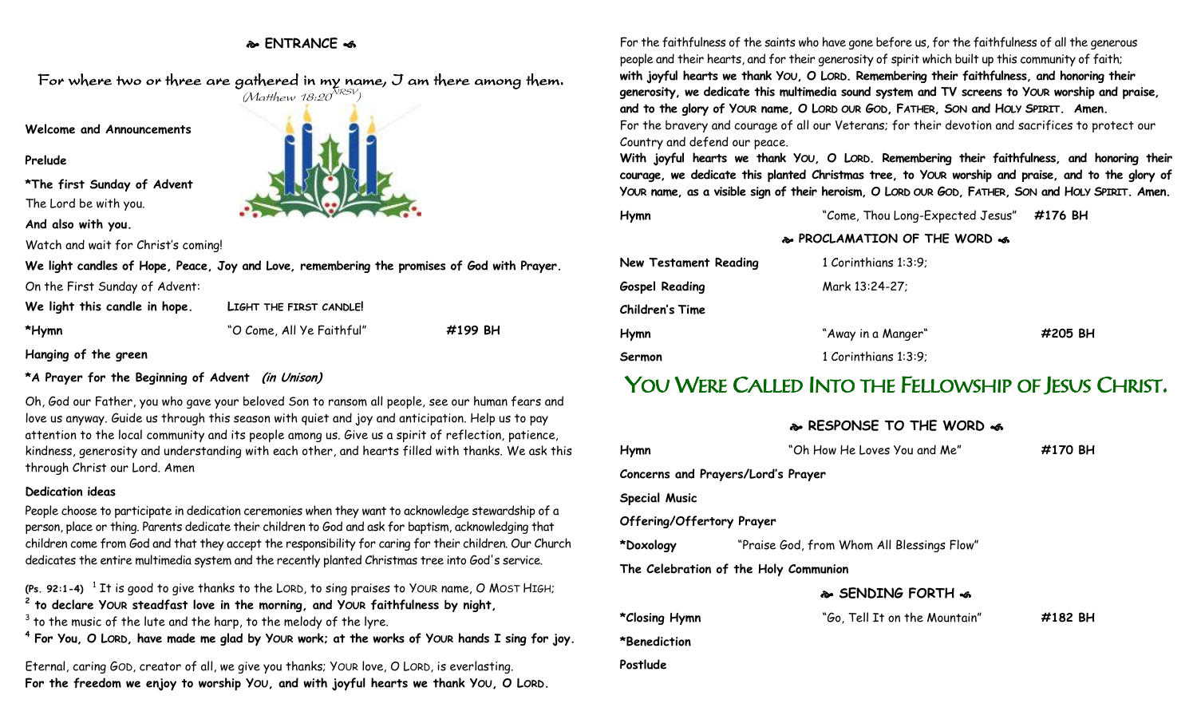## ENTRANCE

For where two or three are gathered in my name, I am there among them. (Matthew 18:20 NRSV)

**Welcome and Announcements**

**Prelude**

**\*The first Sunday of Advent**

The Lord be with you.

**And also with you.**

Watch and wait for Christ's coming!

**We light candles of Hope, Peace, Joy and Love, remembering the promises of God with Prayer.**

On the First Sunday of Advent:

**We light this candle in hope.** LIGHT THE FIRST CANDLE!

**\*Hymn** "O Come, All Ye Faithful" **#199 BH**

**Hanging of the green**

**\*A Prayer for the Beginning of Advent** ***(in Unison)***

Oh, God our Father, you who gave your beloved Son to ransom all people, see our human fears and love us anyway. Guide us through this season with quiet and joy and anticipation. Help us to pay attention to the local community and its people among us. Give us a spirit of reflection, patience, kindness, generosity and understanding with each other, and hearts filled with thanks. We ask this through Christ our Lord. Amen

**Dedication ideas**

People choose to participate in dedication ceremonies when they want to acknowledge stewardship of a person, place or thing. Parents dedicate their children to God and ask for baptism, acknowledging that children come from God and that they accept the responsibility for caring for their children. Our Church dedicates the entire multimedia system and the recently planted Christmas tree into God's service.

**(Ps. 92:1-4)** [1] It is good to give thanks to the LORD, to sing praises to YOUR name, O MOST HIGH;
[2] **to declare YOUR steadfast love in the morning, and YOUR faithfulness by night,**
[3] to the music of the lute and the harp, to the melody of the lyre.
[4] **For You, O LORD, have made me glad by YOUR work; at the works of YOUR hands I sing for joy.**

Eternal, caring GOD, creator of all, we give you thanks; YOUR love, O LORD, is everlasting.
**For the freedom we enjoy to worship YOU, and with joyful hearts we thank YOU, O LORD.**

For the faithfulness of the saints who have gone before us, for the faithfulness of all the generous people and their hearts, and for their generosity of spirit which built up this community of faith;
**with joyful hearts we thank YOU, O LORD. Remembering their faithfulness, and honoring their generosity, we dedicate this multimedia sound system and TV screens to YOUR worship and praise, and to the glory of YOUR name, O LORD OUR GOD, FATHER, SON and HOLY SPIRIT. Amen.**
For the bravery and courage of all our Veterans; for their devotion and sacrifices to protect our Country and defend our peace.
**With joyful hearts we thank YOU, O LORD. Remembering their faithfulness, and honoring their courage, we dedicate this planted Christmas tree, to YOUR worship and praise, and to the glory of YOUR name, as a visible sign of their heroism, O LORD OUR GOD, FATHER, SON and HOLY SPIRIT. Amen.**

**Hymn** "Come, Thou Long-Expected Jesus" **#176 BH**

## PROCLAMATION OF THE WORD

**New Testament Reading** 1 Corinthians 1:3-9;

**Gospel Reading** Mark 13:24-27;

**Children's Time**

**Hymn** "Away in a Manger" **#205 BH**

**Sermon** 1 Corinthians 1:3-9;

# YOU WERE CALLED INTO THE FELLOWSHIP OF JESUS CHRIST.

## RESPONSE TO THE WORD

**Hymn** "Oh How He Loves You and Me" **#170 BH**

**Concerns and Prayers/Lord's Prayer**

**Special Music**

**Offering/Offertory Prayer**

**\*Doxology** "Praise God, from Whom All Blessings Flow"

**The Celebration of the Holy Communion**

## SENDING FORTH

**\*Closing Hymn** "Go, Tell It on the Mountain" **#182 BH**

**\*Benediction**

**Postlude**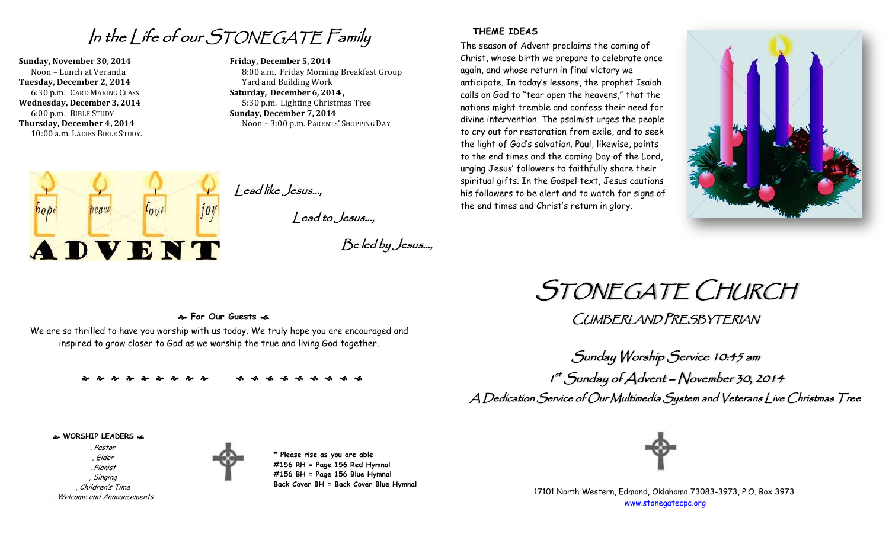# In the Life of our STONEGATE Family

**Sunday, November 30, 2014**
Noon – Lunch at Veranda
**Tuesday, December 2, 2014**
6:30 p.m. CARD MAKING CLASS
**Wednesday, December 3, 2014**
6:00 p.m. BIBLE STUDY
**Thursday, December 4, 2014**
10:00 a.m. LADIES BIBLE STUDY.

**Friday, December 5, 2014**
8:00 a.m. Friday Morning Breakfast Group
Yard and Building Work
**Saturday, December 6, 2014 ,**
5:30 p.m. Lighting Christmas Tree
**Sunday, December 7, 2014**
Noon – 3:00 p.m. PARENTS' SHOPPING DAY

hope peace love joy
ADVENT

*Lead like Jesus…,*

*Lead to Jesus…,*

*Be led by Jesus…,*

**❧ For Our Guests ☙**

We are so thrilled to have you worship with us today. We truly hope you are encouraged and inspired to grow closer to God as we worship the true and living God together.

❧ ❧ ❧ ❧ ❧ ❧ ❧ ❧ ❧ ☙ ☙ ☙ ☙ ☙ ☙ ☙ ☙ ☙

**❧ WORSHIP LEADERS ☙**

*, Pastor*
*, Elder*
*, Pianist*
*, Singing*
*, Children's Time*
*, Welcome and Announcements*

**\* Please rise as you are able**
**#156 RH = Page 156 Red Hymnal**
**#156 BH = Page 156 Blue Hymnal**
**Back Cover BH = Back Cover Blue Hymnal**

**THEME IDEAS**

The season of Advent proclaims the coming of Christ, whose birth we prepare to celebrate once again, and whose return in final victory we anticipate. In today's lessons, the prophet Isaiah calls on God to "tear open the heavens," that the nations might tremble and confess their need for divine intervention. The psalmist urges the people to cry out for restoration from exile, and to seek the light of God's salvation. Paul, likewise, points to the end times and the coming Day of the Lord, urging Jesus' followers to faithfully share their spiritual gifts. In the Gospel text, Jesus cautions his followers to be alert and to watch for signs of the end times and Christ's return in glory.

# STONEGATE CHURCH

## CUMBERLAND PRESBYTERIAN

*Sunday Worship Service 10:45 am*

*1st Sunday of Advent – November 30, 2014*

*A Dedication Service of Our Multimedia System and Veterans Live Christmas Tree*

17101 North Western, Edmond, Oklahoma 73083-3973, P.O. Box 3973
www.stonegatecpc.org